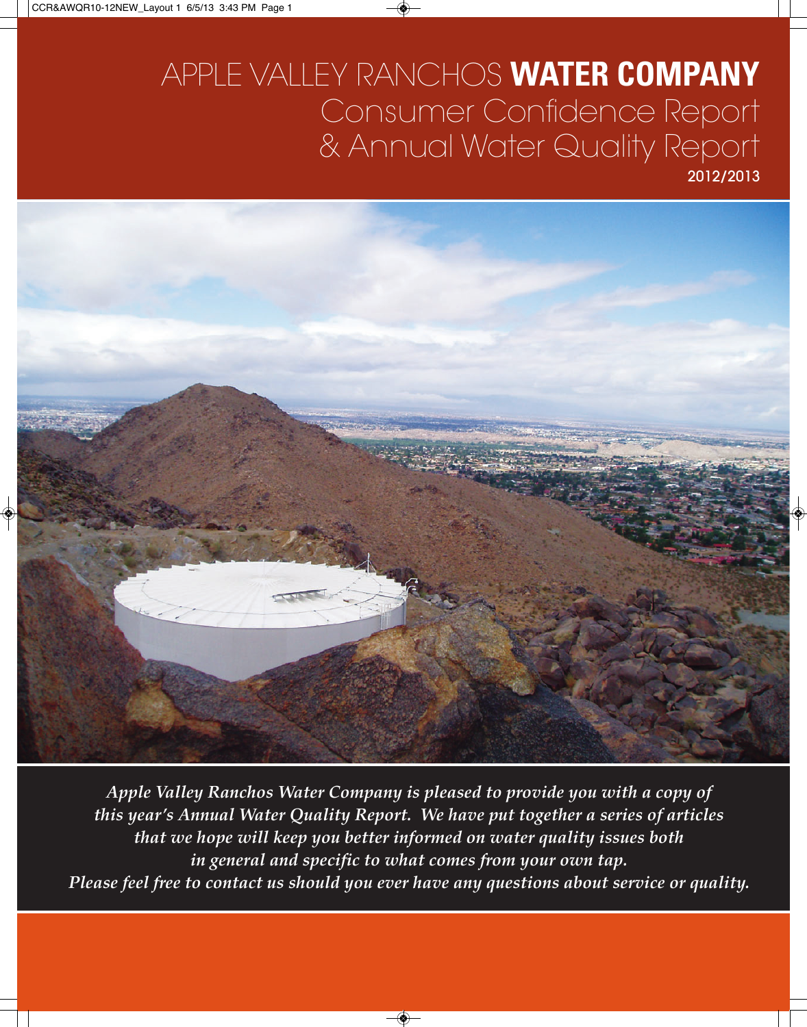# APPLE VALLEY RANCHOS **WATER COMPANY**

## Consumer Confidence Report & Annual Water Quality Report

2012/2013

*Apple Valley Ranchos Water Company is pleased to provide you with a copy of this year's Annual Water Quality Report. We have put together a series of articles that we hope will keep you better informed on water quality issues both in general and specific to what comes from your own tap. Please feel free to contact us should you ever have any questions about service or quality.*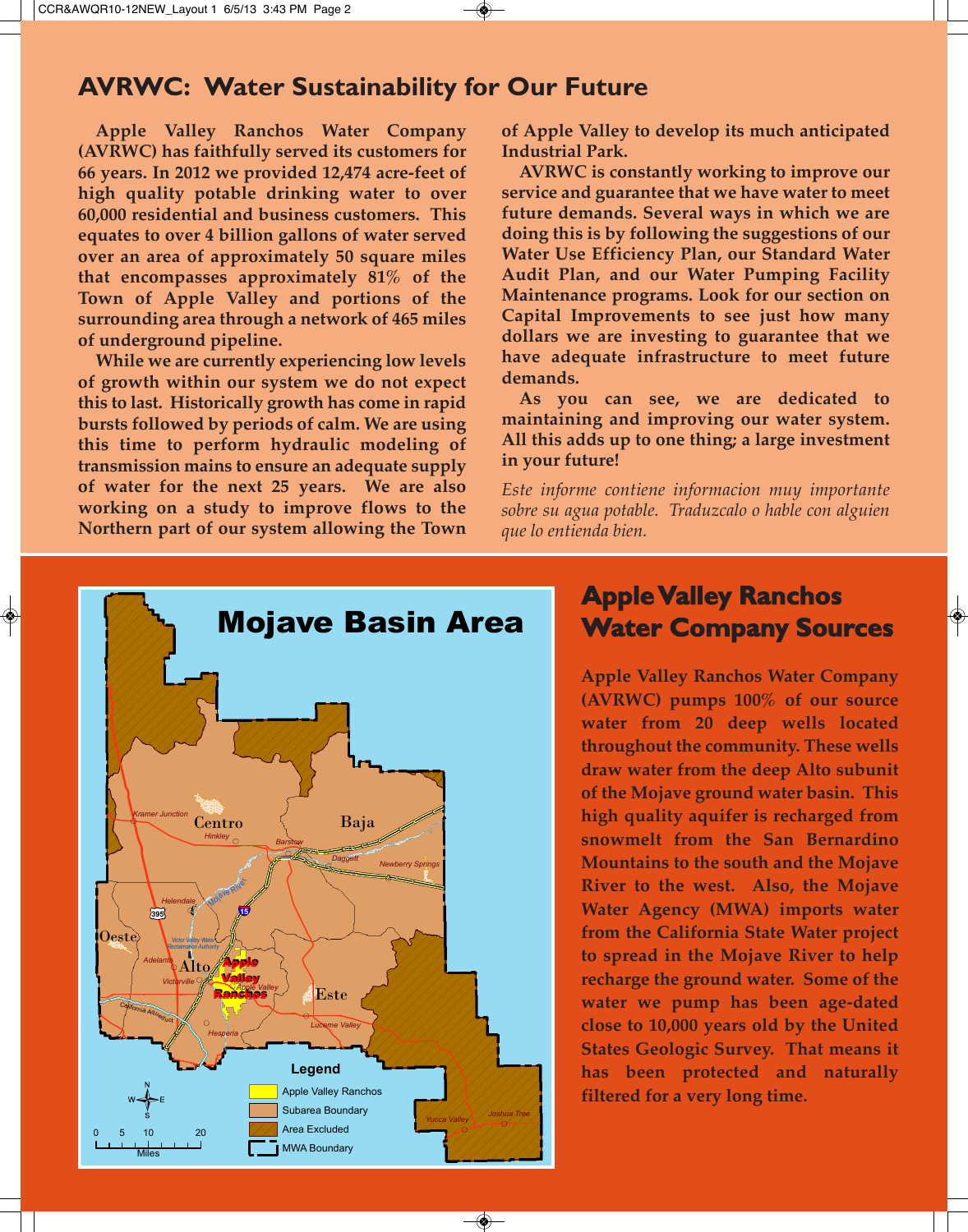## AVRWC: Water Sustainability for Our Future

**Apple Valley Ranchos Water Company (AVRWC) has faithfully served its customers for 66 years. In 2012 we provided 12,474 acre-feet of high quality potable drinking water to over 60,000 residential and business customers. This equates to over 4 billion gallons of water served over an area of approximately 50 square miles that encompasses approximately 81% of the Town of Apple Valley and portions of the surrounding area through a network of 465 miles of underground pipeline.**

**While we are currently experiencing low levels of growth within our system we do not expect this to last. Historically growth has come in rapid bursts followed by periods of calm. We are using this time to perform hydraulic modeling of transmission mains to ensure an adequate supply of water for the next 25 years. We are also working on a study to improve flows to the Northern part of our system allowing the Town of Apple Valley to develop its much anticipated Industrial Park.**

**AVRWC is constantly working to improve our service and guarantee that we have water to meet future demands. Several ways in which we are doing this is by following the suggestions of our Water Use Efficiency Plan, our Standard Water Audit Plan, and our Water Pumping Facility Maintenance programs. Look for our section on Capital Improvements to see just how many dollars we are investing to guarantee that we have adequate infrastructure to meet future demands.**

**As you can see, we are dedicated to maintaining and improving our water system. All this adds up to one thing; a large investment in your future!**

*Este informe contiene informacion muy importante sobre su agua potable. Traduzcalo o hable con alguien que lo entienda bien.*

## Apple Valley Ranchos Water Company Sources

**Apple Valley Ranchos Water Company (AVRWC) pumps 100% of our source water from 20 deep wells located throughout the community. These wells draw water from the deep Alto subunit of the Mojave ground water basin. This high quality aquifer is recharged from snowmelt from the San Bernardino Mountains to the south and the Mojave River to the west. Also, the Mojave Water Agency (MWA) imports water from the California State Water project to spread in the Mojave River to help recharge the ground water. Some of the water we pump has been age-dated close to 10,000 years old by the United States Geologic Survey. That means it has been protected and naturally filtered for a very long time.**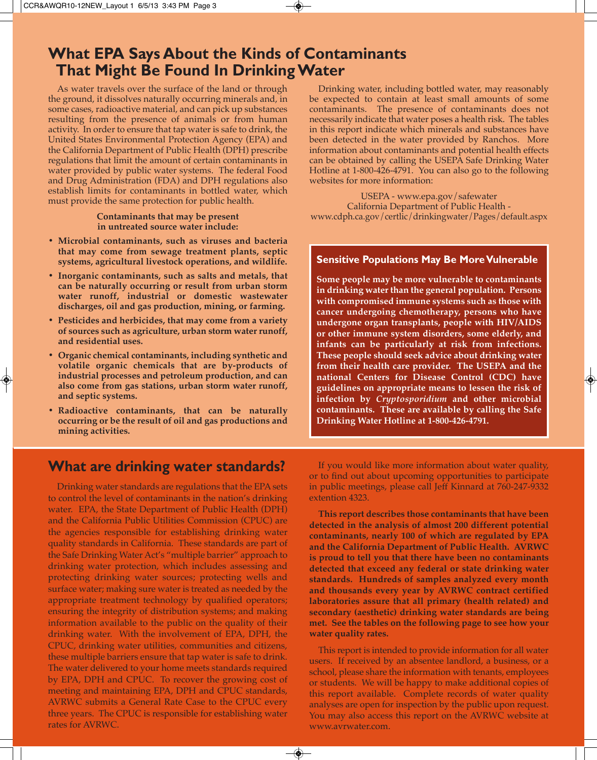# What EPA Says About the Kinds of Contaminants That Might Be Found In Drinking Water

As water travels over the surface of the land or through the ground, it dissolves naturally occurring minerals and, in some cases, radioactive material, and can pick up substances resulting from the presence of animals or from human activity. In order to ensure that tap water is safe to drink, the United States Environmental Protection Agency (EPA) and the California Department of Public Health (DPH) prescribe regulations that limit the amount of certain contaminants in water provided by public water systems. The federal Food and Drug Administration (FDA) and DPH regulations also establish limits for contaminants in bottled water, which must provide the same protection for public health.

**Contaminants that may be present in untreated source water include:**

- **Microbial contaminants, such as viruses and bacteria that may come from sewage treatment plants, septic systems, agricultural livestock operations, and wildlife.**
- **Inorganic contaminants, such as salts and metals, that can be naturally occurring or result from urban storm water runoff, industrial or domestic wastewater discharges, oil and gas production, mining, or farming.**
- **Pesticides and herbicides, that may come from a variety of sources such as agriculture, urban storm water runoff, and residential uses.**
- **Organic chemical contaminants, including synthetic and volatile organic chemicals that are by-products of industrial processes and petroleum production, and can also come from gas stations, urban storm water runoff, and septic systems.**
- **Radioactive contaminants, that can be naturally occurring or be the result of oil and gas productions and mining activities.**

Drinking water, including bottled water, may reasonably be expected to contain at least small amounts of some contaminants. The presence of contaminants does not necessarily indicate that water poses a health risk. The tables in this report indicate which minerals and substances have been detected in the water provided by Ranchos. More information about contaminants and potential health effects can be obtained by calling the USEPA Safe Drinking Water Hotline at 1-800-426-4791. You can also go to the following websites for more information:

USEPA - www.epa.gov/safewater
California Department of Public Health - www.cdph.ca.gov/certlic/drinkingwater/Pages/default.aspx

### Sensitive Populations May Be More Vulnerable

**Some people may be more vulnerable to contaminants in drinking water than the general population. Persons with compromised immune systems such as those with cancer undergoing chemotherapy, persons who have undergone organ transplants, people with HIV/AIDS or other immune system disorders, some elderly, and infants can be particularly at risk from infections. These people should seek advice about drinking water from their health care provider. The USEPA and the national Centers for Disease Control (CDC) have guidelines on appropriate means to lessen the risk of infection by *Cryptosporidium* and other microbial contaminants. These are available by calling the Safe Drinking Water Hotline at 1-800-426-4791.**

# What are drinking water standards?

Drinking water standards are regulations that the EPA sets to control the level of contaminants in the nation's drinking water. EPA, the State Department of Public Health (DPH) and the California Public Utilities Commission (CPUC) are the agencies responsible for establishing drinking water quality standards in California. These standards are part of the Safe Drinking Water Act's "multiple barrier" approach to drinking water protection, which includes assessing and protecting drinking water sources; protecting wells and surface water; making sure water is treated as needed by the appropriate treatment technology by qualified operators; ensuring the integrity of distribution systems; and making information available to the public on the quality of their drinking water. With the involvement of EPA, DPH, the CPUC, drinking water utilities, communities and citizens, these multiple barriers ensure that tap water is safe to drink. The water delivered to your home meets standards required by EPA, DPH and CPUC. To recover the growing cost of meeting and maintaining EPA, DPH and CPUC standards, AVRWC submits a General Rate Case to the CPUC every three years. The CPUC is responsible for establishing water rates for AVRWC.

If you would like more information about water quality, or to find out about upcoming opportunities to participate in public meetings, please call Jeff Kinnard at 760-247-9332 extention 4323.

**This report describes those contaminants that have been detected in the analysis of almost 200 different potential contaminants, nearly 100 of which are regulated by EPA and the California Department of Public Health. AVRWC is proud to tell you that there have been no contaminants detected that exceed any federal or state drinking water standards. Hundreds of samples analyzed every month and thousands every year by AVRWC contract certified laboratories assure that all primary (health related) and secondary (aesthetic) drinking water standards are being met. See the tables on the following page to see how your water quality rates.**

This report is intended to provide information for all water users. If received by an absentee landlord, a business, or a school, please share the information with tenants, employees or students. We will be happy to make additional copies of this report available. Complete records of water quality analyses are open for inspection by the public upon request. You may also access this report on the AVRWC website at www.avrwater.com.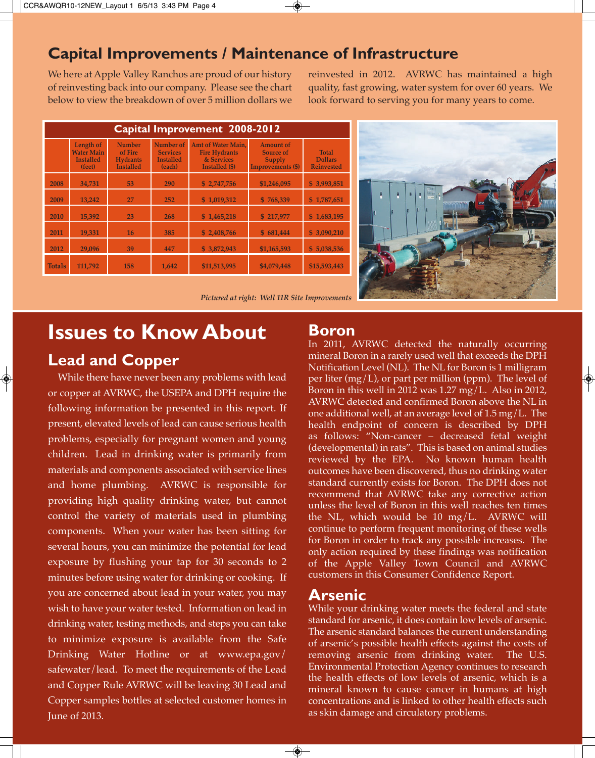# Capital Improvements / Maintenance of Infrastructure

We here at Apple Valley Ranchos are proud of our history of reinvesting back into our company. Please see the chart below to view the breakdown of over 5 million dollars we reinvested in 2012. AVRWC has maintained a high quality, fast growing, water system for over 60 years. We look forward to serving you for many years to come.

| Capital Improvement 2008-2012 | | | | | | |
|---|---|---|---|---|---|---|
| | Length of Water Main Installed (feet) | Number of Fire Hydrants Installed | Number of Services Installed (each) | Amt of Water Main, Fire Hydrants & Services Installed ($) | Amount of Source of Supply Improvements ($) | Total Dollars Reinvested |
| 2008 | 34,731 | 53 | 290 | $ 2,747,756 | $1,246,095 | $ 3,993,851 |
| 2009 | 13,242 | 27 | 252 | $ 1,019,312 | $ 768,339 | $ 1,787,651 |
| 2010 | 15,392 | 23 | 268 | $ 1,465,218 | $ 217,977 | $ 1,683,195 |
| 2011 | 19,331 | 16 | 385 | $ 2,408,766 | $ 681,444 | $ 3,090,210 |
| 2012 | 29,096 | 39 | 447 | $ 3,872,943 | $1,165,593 | $ 5,038,536 |
| Totals | 111,792 | 158 | 1,642 | $11,513,995 | $4,079,448 | $15,593,443 |

*Pictured at right: Well 11R Site Improvements*

# Issues to Know About

## Lead and Copper

While there have never been any problems with lead or copper at AVRWC, the USEPA and DPH require the following information be presented in this report. If present, elevated levels of lead can cause serious health problems, especially for pregnant women and young children. Lead in drinking water is primarily from materials and components associated with service lines and home plumbing. AVRWC is responsible for providing high quality drinking water, but cannot control the variety of materials used in plumbing components. When your water has been sitting for several hours, you can minimize the potential for lead exposure by flushing your tap for 30 seconds to 2 minutes before using water for drinking or cooking. If you are concerned about lead in your water, you may wish to have your water tested. Information on lead in drinking water, testing methods, and steps you can take to minimize exposure is available from the Safe Drinking Water Hotline or at www.epa.gov/safewater/lead. To meet the requirements of the Lead and Copper Rule AVRWC will be leaving 30 Lead and Copper samples bottles at selected customer homes in June of 2013.

## Boron

In 2011, AVRWC detected the naturally occurring mineral Boron in a rarely used well that exceeds the DPH Notification Level (NL). The NL for Boron is 1 milligram per liter (mg/L), or part per million (ppm). The level of Boron in this well in 2012 was 1.27 mg/L. Also in 2012, AVRWC detected and confirmed Boron above the NL in one additional well, at an average level of 1.5 mg/L. The health endpoint of concern is described by DPH as follows: "Non-cancer – decreased fetal weight (developmental) in rats". This is based on animal studies reviewed by the EPA. No known human health outcomes have been discovered, thus no drinking water standard currently exists for Boron. The DPH does not recommend that AVRWC take any corrective action unless the level of Boron in this well reaches ten times the NL, which would be 10 mg/L. AVRWC will continue to perform frequent monitoring of these wells for Boron in order to track any possible increases. The only action required by these findings was notification of the Apple Valley Town Council and AVRWC customers in this Consumer Confidence Report.

## Arsenic

While your drinking water meets the federal and state standard for arsenic, it does contain low levels of arsenic. The arsenic standard balances the current understanding of arsenic's possible health effects against the costs of removing arsenic from drinking water. The U.S. Environmental Protection Agency continues to research the health effects of low levels of arsenic, which is a mineral known to cause cancer in humans at high concentrations and is linked to other health effects such as skin damage and circulatory problems.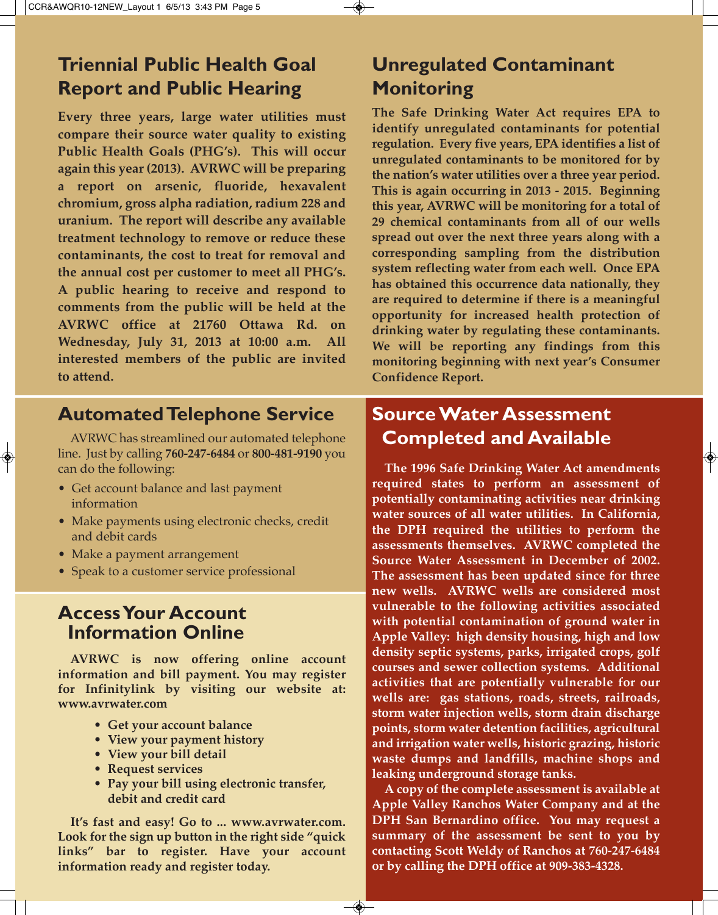## Triennial Public Health Goal Report and Public Hearing

**Every three years, large water utilities must compare their source water quality to existing Public Health Goals (PHG's). This will occur again this year (2013). AVRWC will be preparing a report on arsenic, fluoride, hexavalent chromium, gross alpha radiation, radium 228 and uranium. The report will describe any available treatment technology to remove or reduce these contaminants, the cost to treat for removal and the annual cost per customer to meet all PHG's. A public hearing to receive and respond to comments from the public will be held at the AVRWC office at 21760 Ottawa Rd. on Wednesday, July 31, 2013 at 10:00 a.m. All interested members of the public are invited to attend.**

## Unregulated Contaminant Monitoring

**The Safe Drinking Water Act requires EPA to identify unregulated contaminants for potential regulation. Every five years, EPA identifies a list of unregulated contaminants to be monitored for by the nation's water utilities over a three year period. This is again occurring in 2013 - 2015. Beginning this year, AVRWC will be monitoring for a total of 29 chemical contaminants from all of our wells spread out over the next three years along with a corresponding sampling from the distribution system reflecting water from each well. Once EPA has obtained this occurrence data nationally, they are required to determine if there is a meaningful opportunity for increased health protection of drinking water by regulating these contaminants. We will be reporting any findings from this monitoring beginning with next year's Consumer Confidence Report.**

## Automated Telephone Service

AVRWC has streamlined our automated telephone line. Just by calling **760-247-6484** or **800-481-9190** you can do the following:

- Get account balance and last payment information
- Make payments using electronic checks, credit and debit cards
- Make a payment arrangement
- Speak to a customer service professional

## Access Your Account Information Online

**AVRWC is now offering online account information and bill payment. You may register for Infinitylink by visiting our website at: www.avrwater.com**

- **Get your account balance**
- **View your payment history**
- **View your bill detail**
- **Request services**
- **Pay your bill using electronic transfer, debit and credit card**

**It's fast and easy! Go to ... www.avrwater.com. Look for the sign up button in the right side "quick links" bar to register. Have your account information ready and register today.**

## Source Water Assessment Completed and Available

**The 1996 Safe Drinking Water Act amendments required states to perform an assessment of potentially contaminating activities near drinking water sources of all water utilities. In California, the DPH required the utilities to perform the assessments themselves. AVRWC completed the Source Water Assessment in December of 2002. The assessment has been updated since for three new wells. AVRWC wells are considered most vulnerable to the following activities associated with potential contamination of ground water in Apple Valley: high density housing, high and low density septic systems, parks, irrigated crops, golf courses and sewer collection systems. Additional activities that are potentially vulnerable for our wells are: gas stations, roads, streets, railroads, storm water injection wells, storm drain discharge points, storm water detention facilities, agricultural and irrigation water wells, historic grazing, historic waste dumps and landfills, machine shops and leaking underground storage tanks.**

**A copy of the complete assessment is available at Apple Valley Ranchos Water Company and at the DPH San Bernardino office. You may request a summary of the assessment be sent to you by contacting Scott Weldy of Ranchos at 760-247-6484 or by calling the DPH office at 909-383-4328.**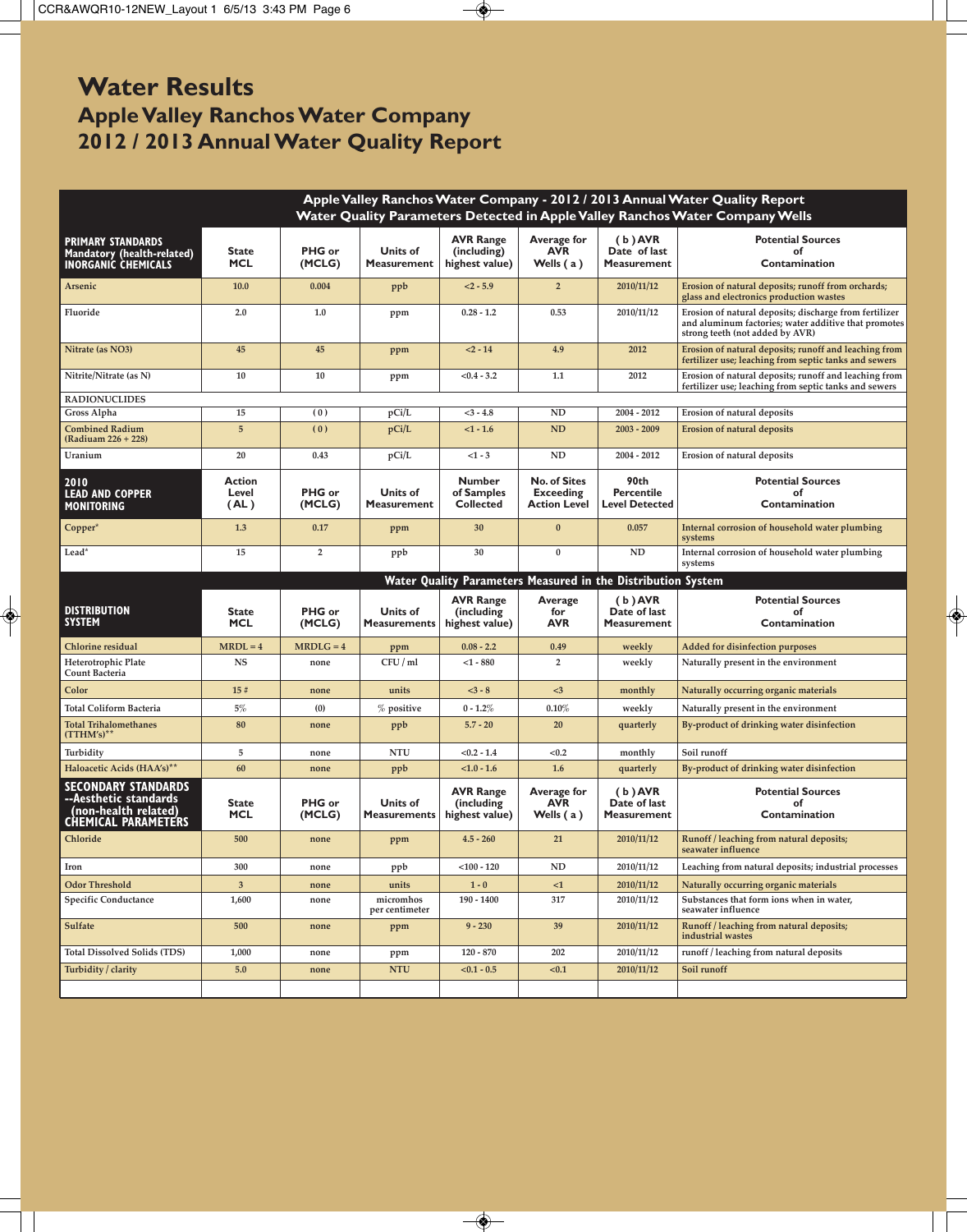# Water Results

## Apple Valley Ranchos Water Company

## 2012 / 2013 Annual Water Quality Report

**Apple Valley Ranchos Water Company - 2012 / 2013 Annual Water Quality Report**
**Water Quality Parameters Detected in Apple Valley Ranchos Water Company Wells**

| PRIMARY STANDARDS Mandatory (health-related) INORGANIC CHEMICALS | State MCL | PHG or (MCLG) | Units of Measurement | AVR Range (including highest value) | Average for AVR Wells ( a ) | ( b ) AVR Date of last Measurement | Potential Sources of Contamination |
|---|---|---|---|---|---|---|---|
| Arsenic | 10.0 | 0.004 | ppb | <2 - 5.9 | 2 | 2010/11/12 | Erosion of natural deposits; runoff from orchards; glass and electronics production wastes |
| Fluoride | 2.0 | 1.0 | ppm | 0.28 - 1.2 | 0.53 | 2010/11/12 | Erosion of natural deposits; discharge from fertilizer and aluminum factories; water additive that promotes strong teeth (not added by AVR) |
| Nitrate (as NO3) | 45 | 45 | ppm | <2 - 14 | 4.9 | 2012 | Erosion of natural deposits; runoff and leaching from fertilizer use; leaching from septic tanks and sewers |
| Nitrite/Nitrate (as N) | 10 | 10 | ppm | <0.4 - 3.2 | 1.1 | 2012 | Erosion of natural deposits; runoff and leaching from fertilizer use; leaching from septic tanks and sewers |
| RADIONUCLIDES | | | | | | | |
| Gross Alpha | 15 | ( 0 ) | pCi/L | <3 - 4.8 | ND | 2004 - 2012 | Erosion of natural deposits |
| Combined Radium (Radiaum 226 + 228) | 5 | ( 0 ) | pCi/L | <1 - 1.6 | ND | 2003 - 2009 | Erosion of natural deposits |
| Uranium | 20 | 0.43 | pCi/L | <1 - 3 | ND | 2004 - 2012 | Erosion of natural deposits |

| 2010 LEAD AND COPPER MONITORING | Action Level ( AL ) | PHG or (MCLG) | Units of Measurement | Number of Samples Collected | No. of Sites Exceeding Action Level | 90th Percentile Level Detected | Potential Sources of Contamination |
|---|---|---|---|---|---|---|---|
| Copper* | 1.3 | 0.17 | ppm | 30 | 0 | 0.057 | Internal corrosion of household water plumbing systems |
| Lead* | 15 | 2 | ppb | 30 | 0 | ND | Internal corrosion of household water plumbing systems |

**Water Quality Parameters Measured in the Distribution System**

| DISTRIBUTION SYSTEM | State MCL | PHG or (MCLG) | Units of Measurements | AVR Range (including highest value) | Average for AVR | ( b ) AVR Date of last Measurement | Potential Sources of Contamination |
|---|---|---|---|---|---|---|---|
| Chlorine residual | MRDL = 4 | MRDLG = 4 | ppm | 0.08 - 2.2 | 0.49 | weekly | Added for disinfection purposes |
| Heterotrophic Plate Count Bacteria | NS | none | CFU / ml | <1 - 880 | 2 | weekly | Naturally present in the environment |
| Color | 15 # | none | units | <3 - 8 | <3 | monthly | Naturally occurring organic materials |
| Total Coliform Bacteria | 5% | (0) | % positive | 0 - 1.2% | 0.10% | weekly | Naturally present in the environment |
| Total Trihalomethanes (TTHM's)** | 80 | none | ppb | 5.7 - 20 | 20 | quarterly | By-product of drinking water disinfection |
| Turbidity | 5 | none | NTU | <0.2 - 1.4 | <0.2 | monthly | Soil runoff |
| Haloacetic Acids (HAA's)** | 60 | none | ppb | <1.0 - 1.6 | 1.6 | quarterly | By-product of drinking water disinfection |

| SECONDARY STANDARDS --Aesthetic standards (non-health related) CHEMICAL PARAMETERS | State MCL | PHG or (MCLG) | Units of Measurements | AVR Range (including highest value) | Average for AVR Wells ( a ) | ( b ) AVR Date of last Measurement | Potential Sources of Contamination |
|---|---|---|---|---|---|---|---|
| Chloride | 500 | none | ppm | 4.5 - 260 | 21 | 2010/11/12 | Runoff / leaching from natural deposits; seawater influence |
| Iron | 300 | none | ppb | <100 - 120 | ND | 2010/11/12 | Leaching from natural deposits; industrial processes |
| Odor Threshold | 3 | none | units | 1 - 0 | <1 | 2010/11/12 | Naturally occurring organic materials |
| Specific Conductance | 1,600 | none | micromhos per centimeter | 190 - 1400 | 317 | 2010/11/12 | Substances that form ions when in water, seawater influence |
| Sulfate | 500 | none | ppm | 9 - 230 | 39 | 2010/11/12 | Runoff / leaching from natural deposits; industrial wastes |
| Total Dissolved Solids (TDS) | 1,000 | none | ppm | 120 - 870 | 202 | 2010/11/12 | runoff / leaching from natural deposits |
| Turbidity / clarity | 5.0 | none | NTU | <0.1 - 0.5 | <0.1 | 2010/11/12 | Soil runoff |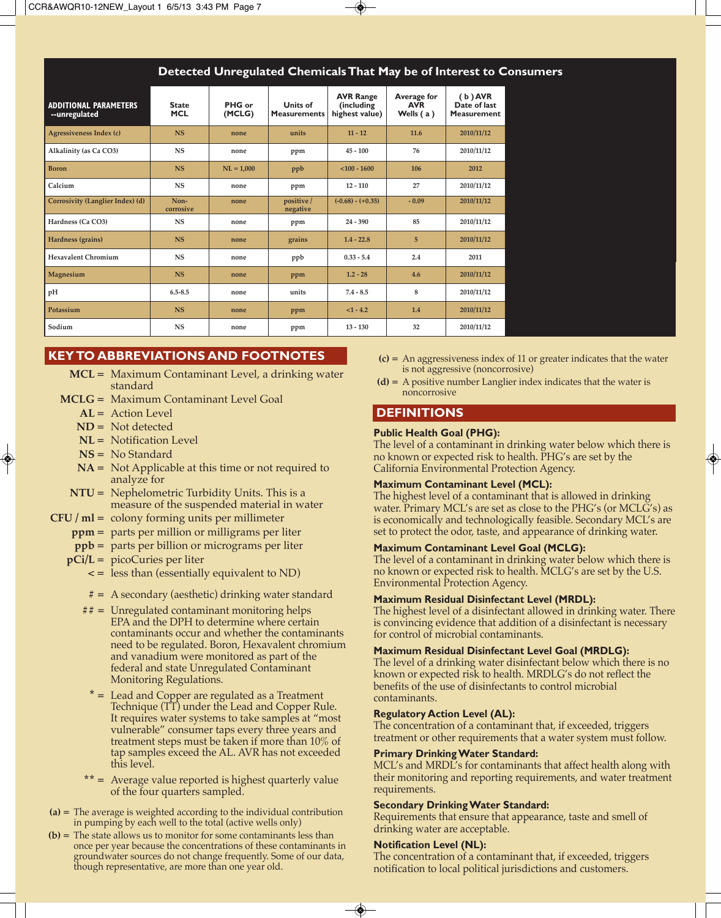## Detected Unregulated Chemicals That May be of Interest to Consumers

| ADDITIONAL PARAMETERS --unregulated | State MCL | PHG or (MCLG) | Units of Measurements | AVR Range (including highest value) | Average for AVR Wells ( a ) | ( b ) AVR Date of last Measurement |
|---|---|---|---|---|---|---|
| Agressiveness Index (c) | NS | none | units | 11 - 12 | 11.6 | 2010/11/12 |
| Alkalinity (as Ca CO3) | NS | none | ppm | 45 - 100 | 76 | 2010/11/12 |
| Boron | NS | NL = 1,000 | ppb | <100 - 1600 | 106 | 2012 |
| Calcium | NS | none | ppm | 12 - 110 | 27 | 2010/11/12 |
| Corrosivity (Langlier Index) (d) | Non-corrosive | none | positive / negative | (-0.68) - (+0.35) | - 0.09 | 2010/11/12 |
| Hardness (Ca CO3) | NS | none | ppm | 24 - 390 | 85 | 2010/11/12 |
| Hardness (grains) | NS | none | grains | 1.4 - 22.8 | 5 | 2010/11/12 |
| Hexavalent Chromium | NS | none | ppb | 0.33 - 5.4 | 2.4 | 2011 |
| Magnesium | NS | none | ppm | 1.2 - 28 | 4.6 | 2010/11/12 |
| pH | 6.5-8.5 | none | units | 7.4 - 8.5 | 8 | 2010/11/12 |
| Potassium | NS | none | ppm | <1 - 4.2 | 1.4 | 2010/11/12 |
| Sodium | NS | none | ppm | 13 - 130 | 32 | 2010/11/12 |

## KEY TO ABBREVIATIONS AND FOOTNOTES

**MCL** = Maximum Contaminant Level, a drinking water standard

**MCLG** = Maximum Contaminant Level Goal

**AL** = Action Level

**ND** = Not detected

**NL** = Notification Level

**NS** = No Standard

**NA** = Not Applicable at this time or not required to analyze for

**NTU** = Nephelometric Turbidity Units. This is a measure of the suspended material in water

**CFU / ml** = colony forming units per millimeter

**ppm** = parts per million or milligrams per liter

**ppb** = parts per billion or micrograms per liter

**pCi/L** = picoCuries per liter

**<** = less than (essentially equivalent to ND)

# = A secondary (aesthetic) drinking water standard

## = Unregulated contaminant monitoring helps EPA and the DPH to determine where certain contaminants occur and whether the contaminants need to be regulated. Boron, Hexavalent chromium and vanadium were monitored as part of the federal and state Unregulated Contaminant Monitoring Regulations.

* = Lead and Copper are regulated as a Treatment Technique (TT) under the Lead and Copper Rule. It requires water systems to take samples at "most vulnerable" consumer taps every three years and treatment steps must be taken if more than 10% of tap samples exceed the AL. AVR has not exceeded this level.

** = Average value reported is highest quarterly value of the four quarters sampled.

**(a)** = The average is weighted according to the individual contribution in pumping by each well to the total (active wells only)

**(b)** = The state allows us to monitor for some contaminants less than once per year because the concentrations of these contaminants in groundwater sources do not change frequently. Some of our data, though representative, are more than one year old.

**(c)** = An aggressiveness index of 11 or greater indicates that the water is not aggressive (noncorrosive)

**(d)** = A positive number Langlier index indicates that the water is noncorrosive

## DEFINITIONS

**Public Health Goal (PHG):**
The level of a contaminant in drinking water below which there is no known or expected risk to health. PHG's are set by the California Environmental Protection Agency.

**Maximum Contaminant Level (MCL):**
The highest level of a contaminant that is allowed in drinking water. Primary MCL's are set as close to the PHG's (or MCLG's) as is economically and technologically feasible. Secondary MCL's are set to protect the odor, taste, and appearance of drinking water.

**Maximum Contaminant Level Goal (MCLG):**
The level of a contaminant in drinking water below which there is no known or expected risk to health. MCLG's are set by the U.S. Environmental Protection Agency.

**Maximum Residual Disinfectant Level (MRDL):**
The highest level of a disinfectant allowed in drinking water. There is convincing evidence that addition of a disinfectant is necessary for control of microbial contaminants.

**Maximum Residual Disinfectant Level Goal (MRDLG):**
The level of a drinking water disinfectant below which there is no known or expected risk to health. MRDLG's do not reflect the benefits of the use of disinfectants to control microbial contaminants.

**Regulatory Action Level (AL):**
The concentration of a contaminant that, if exceeded, triggers treatment or other requirements that a water system must follow.

**Primary Drinking Water Standard:**
MCL's and MRDL's for contaminants that affect health along with their monitoring and reporting requirements, and water treatment requirements.

**Secondary Drinking Water Standard:**
Requirements that ensure that appearance, taste and smell of drinking water are acceptable.

**Notification Level (NL):**
The concentration of a contaminant that, if exceeded, triggers notification to local political jurisdictions and customers.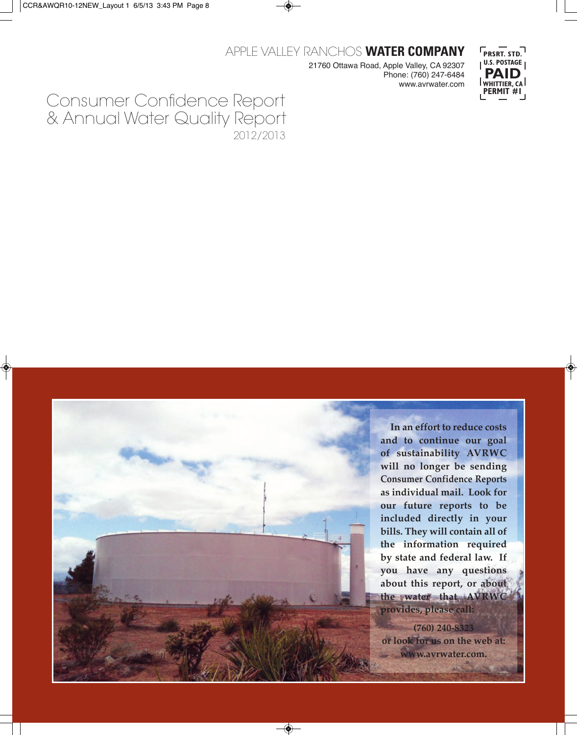APPLE VALLEY RANCHOS **WATER COMPANY**

21760 Ottawa Road, Apple Valley, CA 92307
Phone: (760) 247-6484
www.avrwater.com

PRSRT. STD.
U.S. POSTAGE
PAID
WHITTIER, CA
PERMIT #1

# Consumer Confidence Report & Annual Water Quality Report

2012/2013

**In an effort to reduce costs and to continue our goal of sustainability AVRWC will no longer be sending Consumer Confidence Reports as individual mail. Look for our future reports to be included directly in your bills. They will contain all of the information required by state and federal law. If you have any questions about this report, or about the water that AVRWC provides, please call:**

**(760) 240-8323**
**or look for us on the web at:**
**www.avrwater.com.**